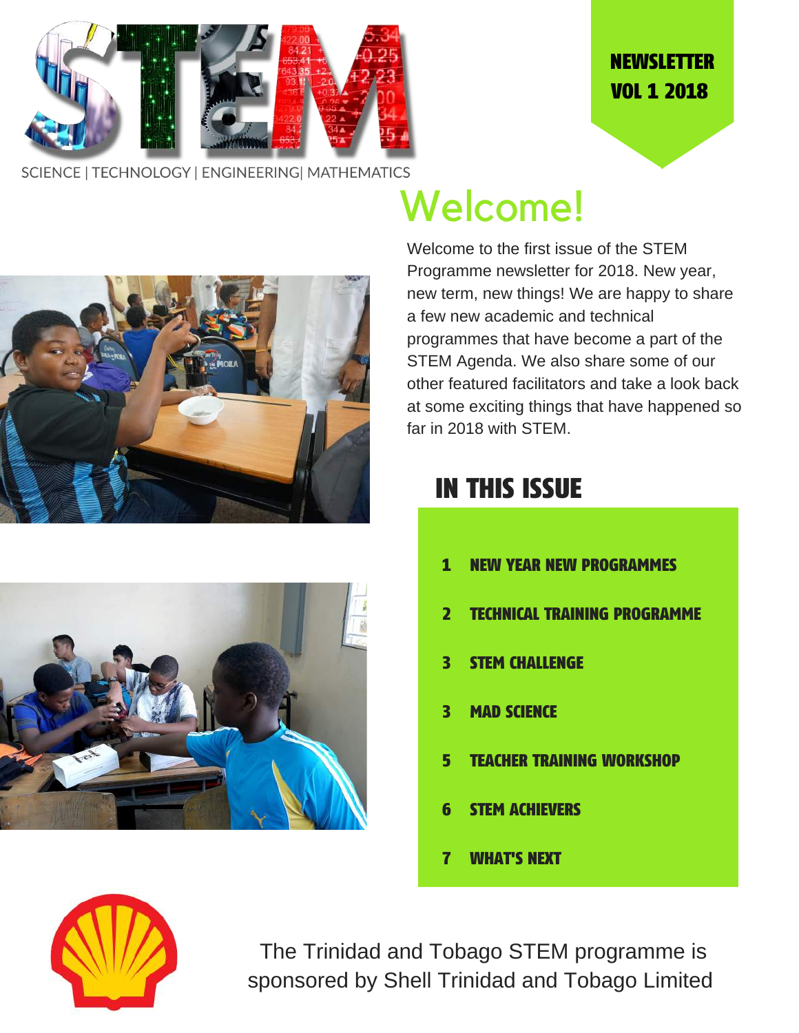# STEM

SCIENCE | TECHNOLOGY | ENGINEERING| MATHEMATICS

**NEWSLETTER VOL 1 2018**

## Welcome!

Welcome to the first issue of the STEM Programme newsletter for 2018. New year, new term, new things! We are happy to share a few new academic and technical programmes that have become a part of the STEM Agenda. We also share some of our other featured facilitators and take a look back at some exciting things that have happened so far in 2018 with STEM.

## IN THIS ISSUE

1. NEW YEAR NEW PROGRAMMES
2. TECHNICAL TRAINING PROGRAMME
3. STEM CHALLENGE
3. MAD SCIENCE
5. TEACHER TRAINING WORKSHOP
6. STEM ACHIEVERS
7. WHAT'S NEXT

The Trinidad and Tobago STEM programme is sponsored by Shell Trinidad and Tobago Limited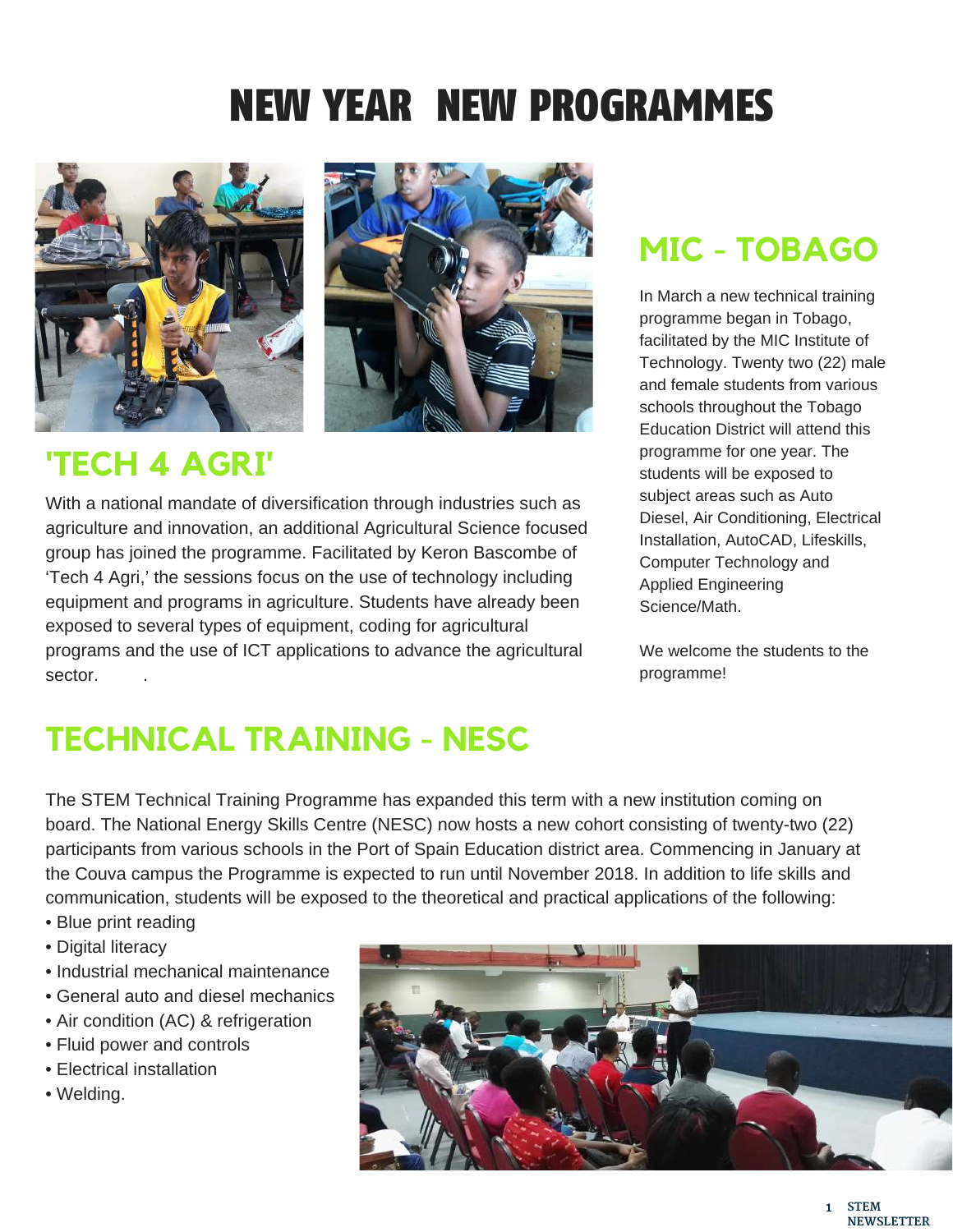# NEW YEAR NEW PROGRAMMES

## 'TECH 4 AGRI'

With a national mandate of diversification through industries such as agriculture and innovation, an additional Agricultural Science focused group has joined the programme. Facilitated by Keron Bascombe of 'Tech 4 Agri,' the sessions focus on the use of technology including equipment and programs in agriculture. Students have already been exposed to several types of equipment, coding for agricultural programs and the use of ICT applications to advance the agricultural sector.

## MIC - TOBAGO

In March a new technical training programme began in Tobago, facilitated by the MIC Institute of Technology. Twenty two (22) male and female students from various schools throughout the Tobago Education District will attend this programme for one year. The students will be exposed to subject areas such as Auto Diesel, Air Conditioning, Electrical Installation, AutoCAD, Lifeskills, Computer Technology and Applied Engineering Science/Math.

We welcome the students to the programme!

## TECHNICAL TRAINING - NESC

The STEM Technical Training Programme has expanded this term with a new institution coming on board. The National Energy Skills Centre (NESC) now hosts a new cohort consisting of twenty-two (22) participants from various schools in the Port of Spain Education district area. Commencing in January at the Couva campus the Programme is expected to run until November 2018. In addition to life skills and communication, students will be exposed to the theoretical and practical applications of the following:

- Blue print reading
- Digital literacy
- Industrial mechanical maintenance
- General auto and diesel mechanics
- Air condition (AC) & refrigeration
- Fluid power and controls
- Electrical installation
- Welding.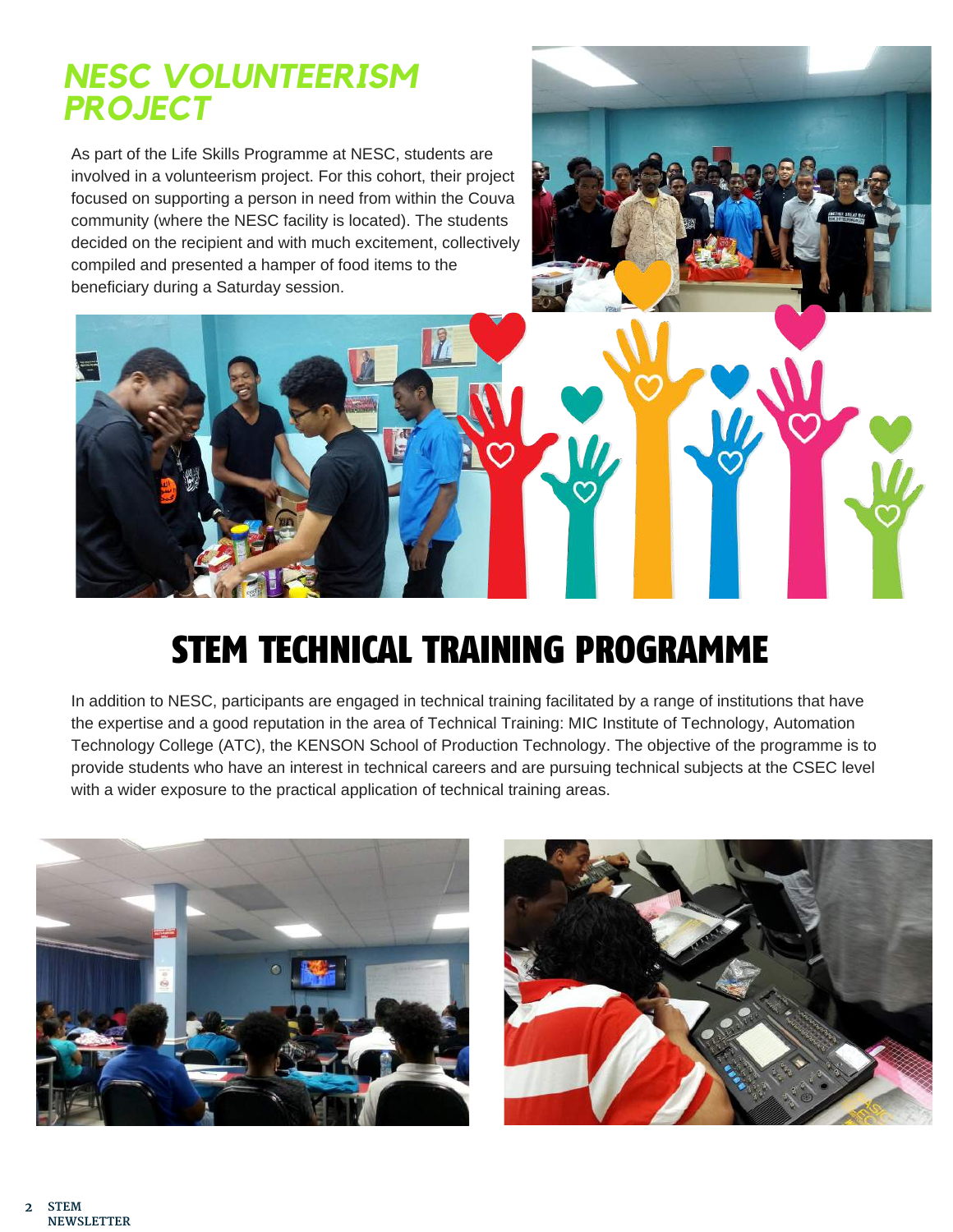## NESC VOLUNTEERISM PROJECT

As part of the Life Skills Programme at NESC, students are involved in a volunteerism project. For this cohort, their project focused on supporting a person in need from within the Couva community (where the NESC facility is located). The students decided on the recipient and with much excitement, collectively compiled and presented a hamper of food items to the beneficiary during a Saturday session.

## STEM TECHNICAL TRAINING PROGRAMME

In addition to NESC, participants are engaged in technical training facilitated by a range of institutions that have the expertise and a good reputation in the area of Technical Training: MIC Institute of Technology, Automation Technology College (ATC), the KENSON School of Production Technology. The objective of the programme is to provide students who have an interest in technical careers and are pursuing technical subjects at the CSEC level with a wider exposure to the practical application of technical training areas.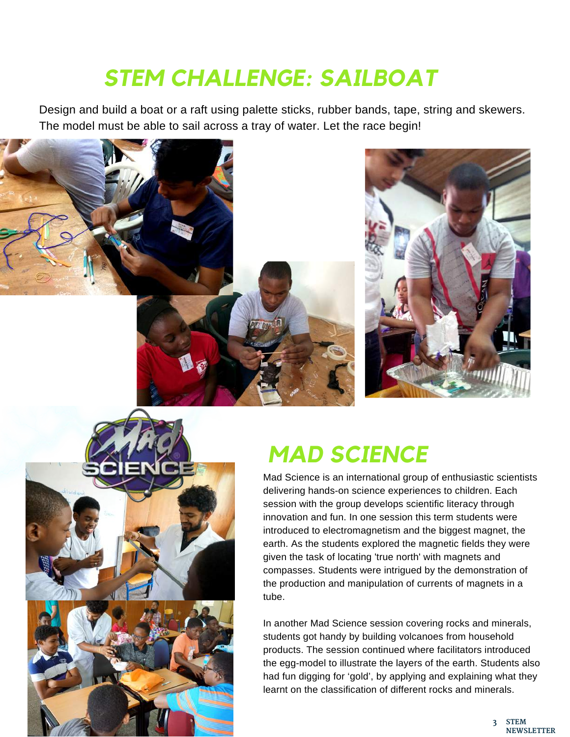# STEM CHALLENGE: SAILBOAT

Design and build a boat or a raft using palette sticks, rubber bands, tape, string and skewers. The model must be able to sail across a tray of water. Let the race begin!

# MAD SCIENCE

Mad Science is an international group of enthusiastic scientists delivering hands-on science experiences to children. Each session with the group develops scientific literacy through innovation and fun. In one session this term students were introduced to electromagnetism and the biggest magnet, the earth. As the students explored the magnetic fields they were given the task of locating 'true north' with magnets and compasses. Students were intrigued by the demonstration of the production and manipulation of currents of magnets in a tube.

In another Mad Science session covering rocks and minerals, students got handy by building volcanoes from household products. The session continued where facilitators introduced the egg-model to illustrate the layers of the earth. Students also had fun digging for 'gold', by applying and explaining what they learnt on the classification of different rocks and minerals.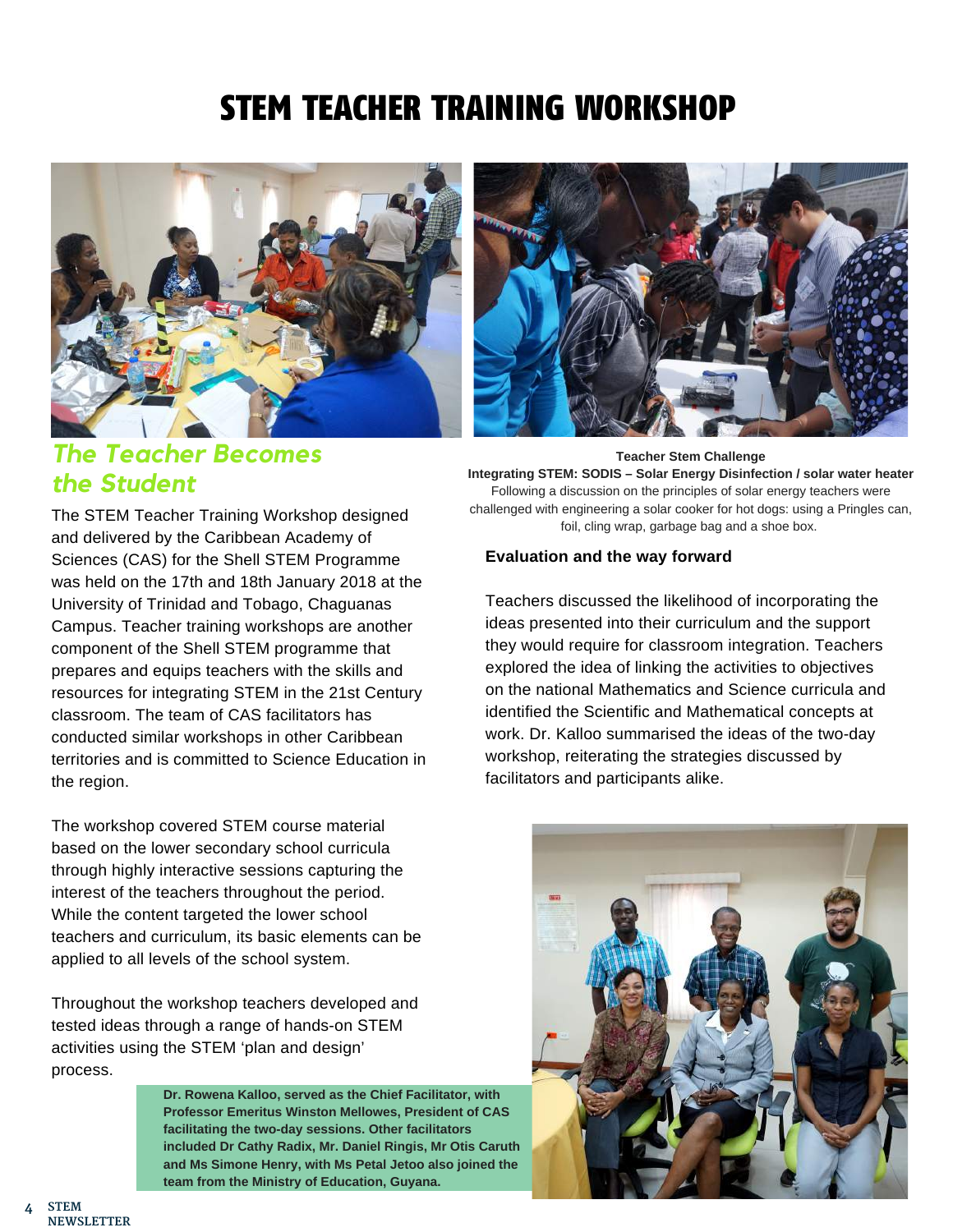# STEM TEACHER TRAINING WORKSHOP

## *The Teacher Becomes the Student*

The STEM Teacher Training Workshop designed and delivered by the Caribbean Academy of Sciences (CAS) for the Shell STEM Programme was held on the 17th and 18th January 2018 at the University of Trinidad and Tobago, Chaguanas Campus. Teacher training workshops are another component of the Shell STEM programme that prepares and equips teachers with the skills and resources for integrating STEM in the 21st Century classroom. The team of CAS facilitators has conducted similar workshops in other Caribbean territories and is committed to Science Education in the region.

The workshop covered STEM course material based on the lower secondary school curricula through highly interactive sessions capturing the interest of the teachers throughout the period. While the content targeted the lower school teachers and curriculum, its basic elements can be applied to all levels of the school system.

Throughout the workshop teachers developed and tested ideas through a range of hands-on STEM activities using the STEM 'plan and design' process.

**Dr. Rowena Kalloo, served as the Chief Facilitator, with Professor Emeritus Winston Mellowes, President of CAS facilitating the two-day sessions. Other facilitators included Dr Cathy Radix, Mr. Daniel Ringis, Mr Otis Caruth and Ms Simone Henry, with Ms Petal Jetoo also joined the team from the Ministry of Education, Guyana.**

**Teacher Stem Challenge**
**Integrating STEM: SODIS – Solar Energy Disinfection / solar water heater**
Following a discussion on the principles of solar energy teachers were challenged with engineering a solar cooker for hot dogs: using a Pringles can, foil, cling wrap, garbage bag and a shoe box.

### Evaluation and the way forward

Teachers discussed the likelihood of incorporating the ideas presented into their curriculum and the support they would require for classroom integration. Teachers explored the idea of linking the activities to objectives on the national Mathematics and Science curricula and identified the Scientific and Mathematical concepts at work. Dr. Kalloo summarised the ideas of the two-day workshop, reiterating the strategies discussed by facilitators and participants alike.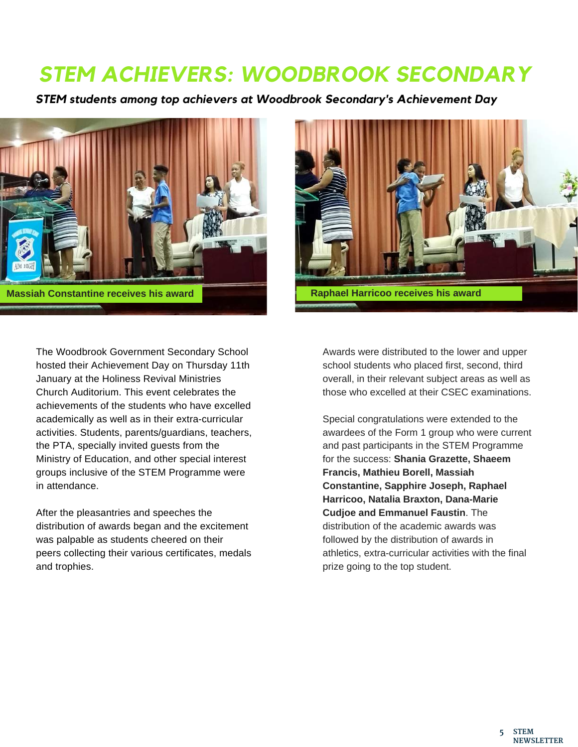# STEM ACHIEVERS: WOODBROOK SECONDARY

***STEM students among top achievers at Woodbrook Secondary's Achievement Day***

Massiah Constantine receives his award

Raphael Harricoo receives his award

The Woodbrook Government Secondary School hosted their Achievement Day on Thursday 11th January at the Holiness Revival Ministries Church Auditorium. This event celebrates the achievements of the students who have excelled academically as well as in their extra-curricular activities. Students, parents/guardians, teachers, the PTA, specially invited guests from the Ministry of Education, and other special interest groups inclusive of the STEM Programme were in attendance.

After the pleasantries and speeches the distribution of awards began and the excitement was palpable as students cheered on their peers collecting their various certificates, medals and trophies.

Awards were distributed to the lower and upper school students who placed first, second, third overall, in their relevant subject areas as well as those who excelled at their CSEC examinations.

Special congratulations were extended to the awardees of the Form 1 group who were current and past participants in the STEM Programme for the success: **Shania Grazette, Shaeem Francis, Mathieu Borell, Massiah Constantine, Sapphire Joseph, Raphael Harricoo, Natalia Braxton, Dana-Marie Cudjoe and Emmanuel Faustin**. The distribution of the academic awards was followed by the distribution of awards in athletics, extra-curricular activities with the final prize going to the top student.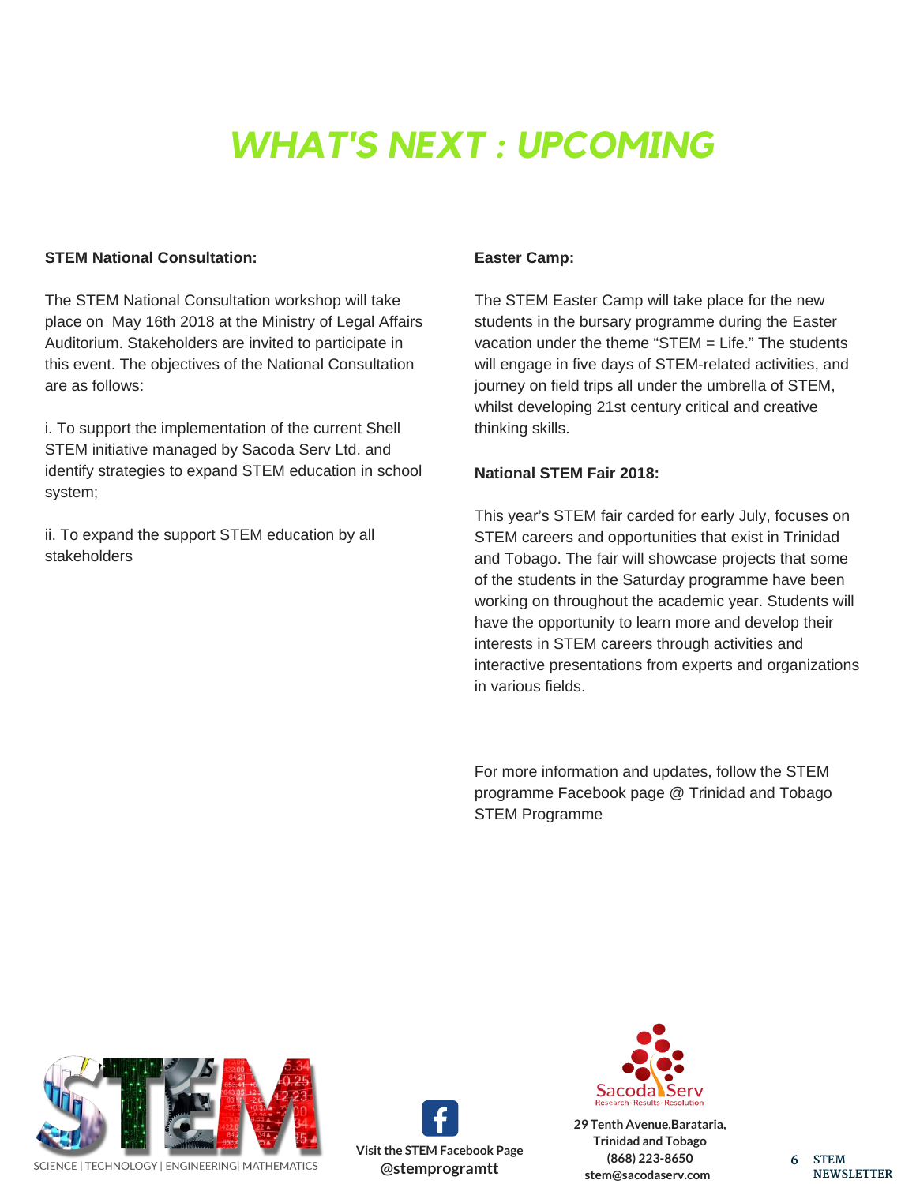# WHAT'S NEXT : UPCOMING

**STEM National Consultation:**

The STEM National Consultation workshop will take place on May 16th 2018 at the Ministry of Legal Affairs Auditorium. Stakeholders are invited to participate in this event. The objectives of the National Consultation are as follows:

i. To support the implementation of the current Shell STEM initiative managed by Sacoda Serv Ltd. and identify strategies to expand STEM education in school system;

ii. To expand the support STEM education by all stakeholders

**Easter Camp:**

The STEM Easter Camp will take place for the new students in the bursary programme during the Easter vacation under the theme "STEM = Life." The students will engage in five days of STEM-related activities, and journey on field trips all under the umbrella of STEM, whilst developing 21st century critical and creative thinking skills.

**National STEM Fair 2018:**

This year's STEM fair carded for early July, focuses on STEM careers and opportunities that exist in Trinidad and Tobago. The fair will showcase projects that some of the students in the Saturday programme have been working on throughout the academic year. Students will have the opportunity to learn more and develop their interests in STEM careers through activities and interactive presentations from experts and organizations in various fields.

For more information and updates, follow the STEM programme Facebook page @ Trinidad and Tobago STEM Programme

SCIENCE | TECHNOLOGY | ENGINEERING| MATHEMATICS

Visit the STEM Facebook Page
**@stemprogramtt**

SacodaServ
Research · Results · Resolution

**29 Tenth Avenue,Barataria,**
**Trinidad and Tobago**
**(868) 223-8650**
**stem@sacodaserv.com**